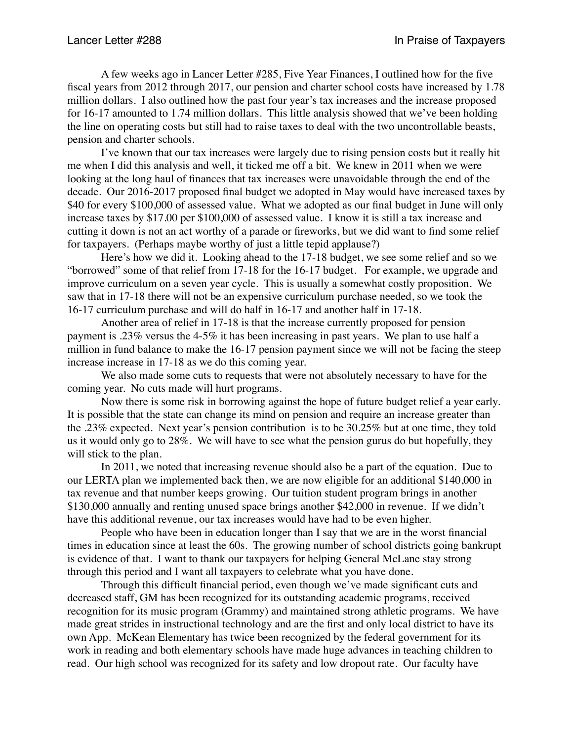A few weeks ago in Lancer Letter #285, Five Year Finances, I outlined how for the five fiscal years from 2012 through 2017, our pension and charter school costs have increased by 1.78 million dollars. I also outlined how the past four year's tax increases and the increase proposed for 16-17 amounted to 1.74 million dollars. This little analysis showed that we've been holding the line on operating costs but still had to raise taxes to deal with the two uncontrollable beasts, pension and charter schools.

I've known that our tax increases were largely due to rising pension costs but it really hit me when I did this analysis and well, it ticked me off a bit. We knew in 2011 when we were looking at the long haul of finances that tax increases were unavoidable through the end of the decade. Our 2016-2017 proposed final budget we adopted in May would have increased taxes by $40 for every $100,000 of assessed value. What we adopted as our final budget in June will only increase taxes by $17.00 per $100,000 of assessed value. I know it is still a tax increase and cutting it down is not an act worthy of a parade or fireworks, but we did want to find some relief for taxpayers. (Perhaps maybe worthy of just a little tepid applause?)

Here's how we did it. Looking ahead to the 17-18 budget, we see some relief and so we "borrowed" some of that relief from 17-18 for the 16-17 budget. For example, we upgrade and improve curriculum on a seven year cycle. This is usually a somewhat costly proposition. We saw that in 17-18 there will not be an expensive curriculum purchase needed, so we took the 16-17 curriculum purchase and will do half in 16-17 and another half in 17-18.

Another area of relief in 17-18 is that the increase currently proposed for pension payment is .23% versus the 4-5% it has been increasing in past years. We plan to use half a million in fund balance to make the 16-17 pension payment since we will not be facing the steep increase increase in 17-18 as we do this coming year.

We also made some cuts to requests that were not absolutely necessary to have for the coming year. No cuts made will hurt programs.

Now there is some risk in borrowing against the hope of future budget relief a year early. It is possible that the state can change its mind on pension and require an increase greater than the .23% expected. Next year's pension contribution is to be 30.25% but at one time, they told us it would only go to 28%. We will have to see what the pension gurus do but hopefully, they will stick to the plan.

In 2011, we noted that increasing revenue should also be a part of the equation. Due to our LERTA plan we implemented back then, we are now eligible for an additional $140,000 in tax revenue and that number keeps growing. Our tuition student program brings in another $130,000 annually and renting unused space brings another $42,000 in revenue. If we didn't have this additional revenue, our tax increases would have had to be even higher.

People who have been in education longer than I say that we are in the worst financial times in education since at least the 60s. The growing number of school districts going bankrupt is evidence of that. I want to thank our taxpayers for helping General McLane stay strong through this period and I want all taxpayers to celebrate what you have done.

Through this difficult financial period, even though we've made significant cuts and decreased staff, GM has been recognized for its outstanding academic programs, received recognition for its music program (Grammy) and maintained strong athletic programs. We have made great strides in instructional technology and are the first and only local district to have its own App. McKean Elementary has twice been recognized by the federal government for its work in reading and both elementary schools have made huge advances in teaching children to read. Our high school was recognized for its safety and low dropout rate. Our faculty have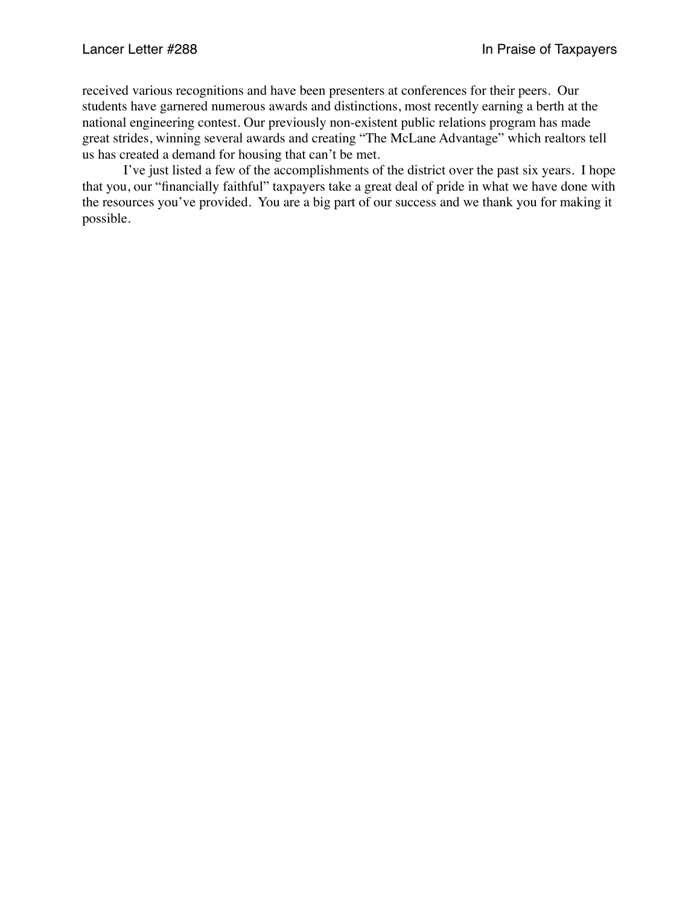received various recognitions and have been presenters at conferences for their peers. Our students have garnered numerous awards and distinctions, most recently earning a berth at the national engineering contest. Our previously non-existent public relations program has made great strides, winning several awards and creating "The McLane Advantage" which realtors tell us has created a demand for housing that can't be met.

I've just listed a few of the accomplishments of the district over the past six years. I hope that you, our "financially faithful" taxpayers take a great deal of pride in what we have done with the resources you've provided. You are a big part of our success and we thank you for making it possible.